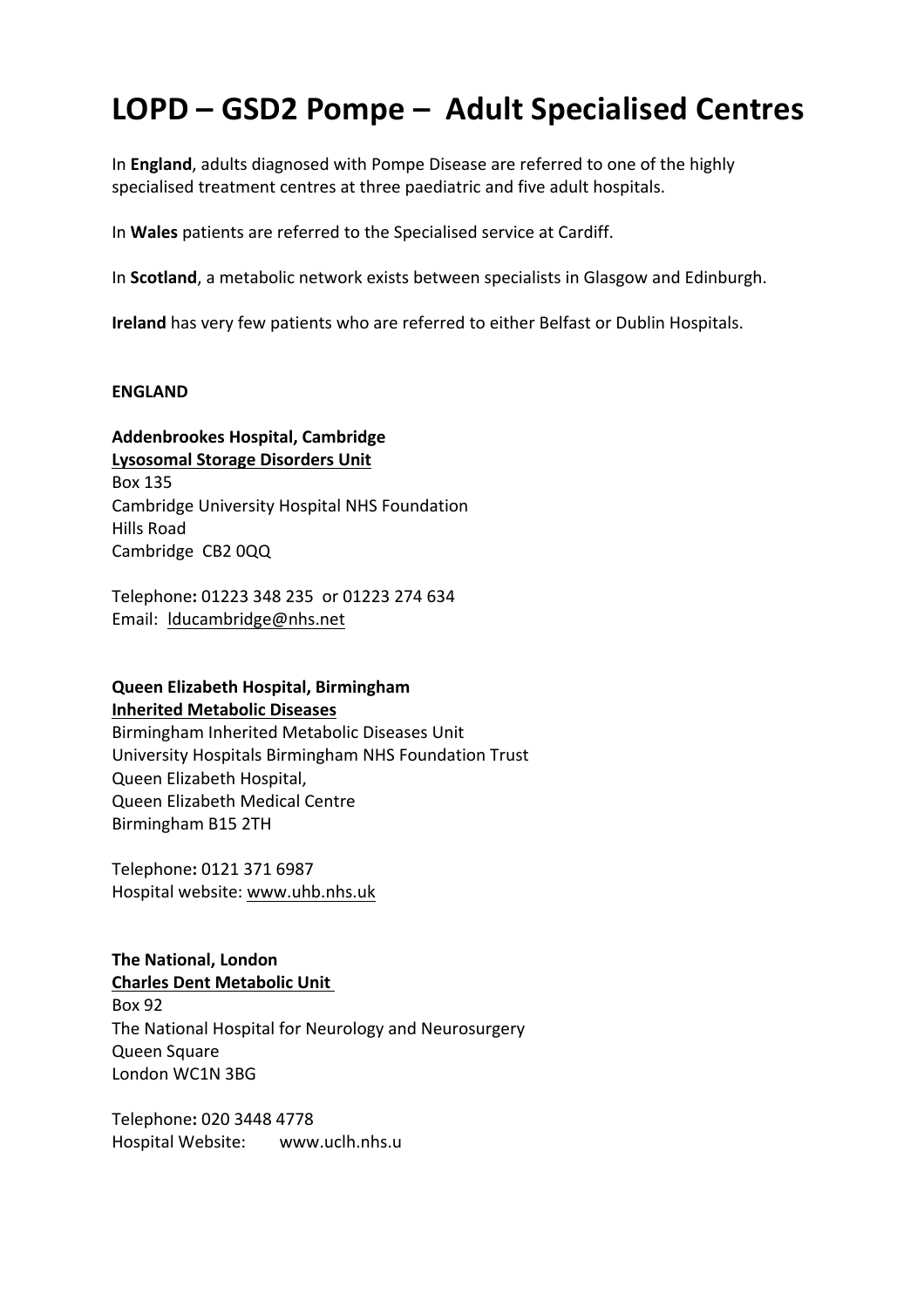# LOPD – GSD2 Pompe – Adult Specialised Centres

In **England**, adults diagnosed with Pompe Disease are referred to one of the highly specialised treatment centres at three paediatric and five adult hospitals.

In **Wales** patients are referred to the Specialised service at Cardiff.

In **Scotland**, a metabolic network exists between specialists in Glasgow and Edinburgh.

**Ireland** has very few patients who are referred to either Belfast or Dublin Hospitals.

**ENGLAND**

**Addenbrookes Hospital, Cambridge**
**Lysosomal Storage Disorders Unit**
Box 135
Cambridge University Hospital NHS Foundation
Hills Road
Cambridge CB2 0QQ

Telephone**:** 01223 348 235 or 01223 274 634
Email: lducambridge@nhs.net

**Queen Elizabeth Hospital, Birmingham**
**Inherited Metabolic Diseases**
Birmingham Inherited Metabolic Diseases Unit
University Hospitals Birmingham NHS Foundation Trust
Queen Elizabeth Hospital,
Queen Elizabeth Medical Centre
Birmingham B15 2TH

Telephone**:** 0121 371 6987
Hospital website: www.uhb.nhs.uk

**The National, London**
**Charles Dent Metabolic Unit**
Box 92
The National Hospital for Neurology and Neurosurgery
Queen Square
London WC1N 3BG

Telephone**:** 020 3448 4778
Hospital Website: www.uclh.nhs.u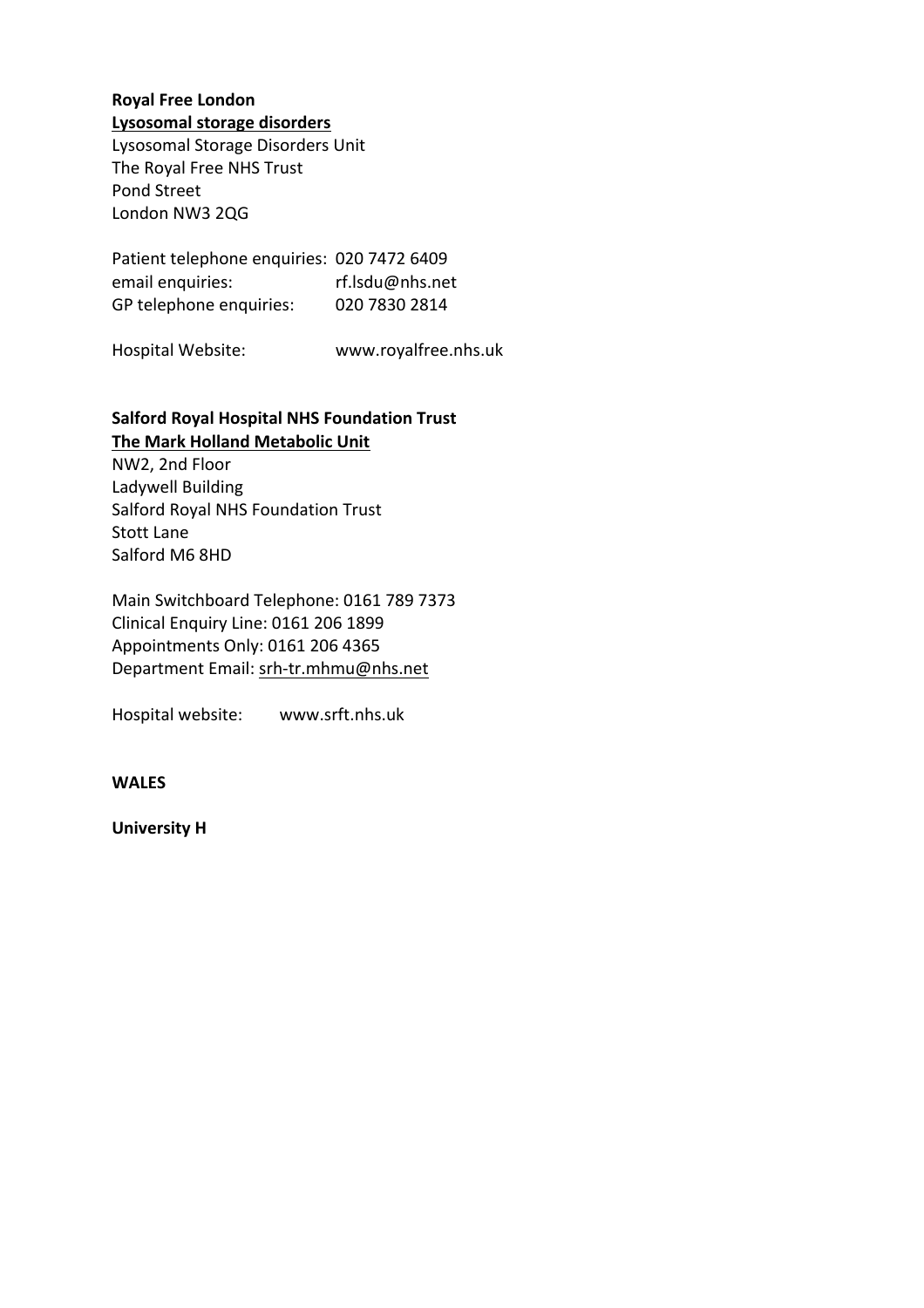**Royal Free London**

**Lysosomal storage disorders**

Lysosomal Storage Disorders Unit
The Royal Free NHS Trust
Pond Street
London NW3 2QG

Patient telephone enquiries: 020 7472 6409
email enquiries: rf.lsdu@nhs.net
GP telephone enquiries: 020 7830 2814

Hospital Website: www.royalfree.nhs.uk

**Salford Royal Hospital NHS Foundation Trust**

**The Mark Holland Metabolic Unit**

NW2, 2nd Floor
Ladywell Building
Salford Royal NHS Foundation Trust
Stott Lane
Salford M6 8HD

Main Switchboard Telephone: 0161 789 7373
Clinical Enquiry Line: 0161 206 1899
Appointments Only: 0161 206 4365
Department Email: srh-tr.mhmu@nhs.net

Hospital website: www.srft.nhs.uk

**WALES**

**University H**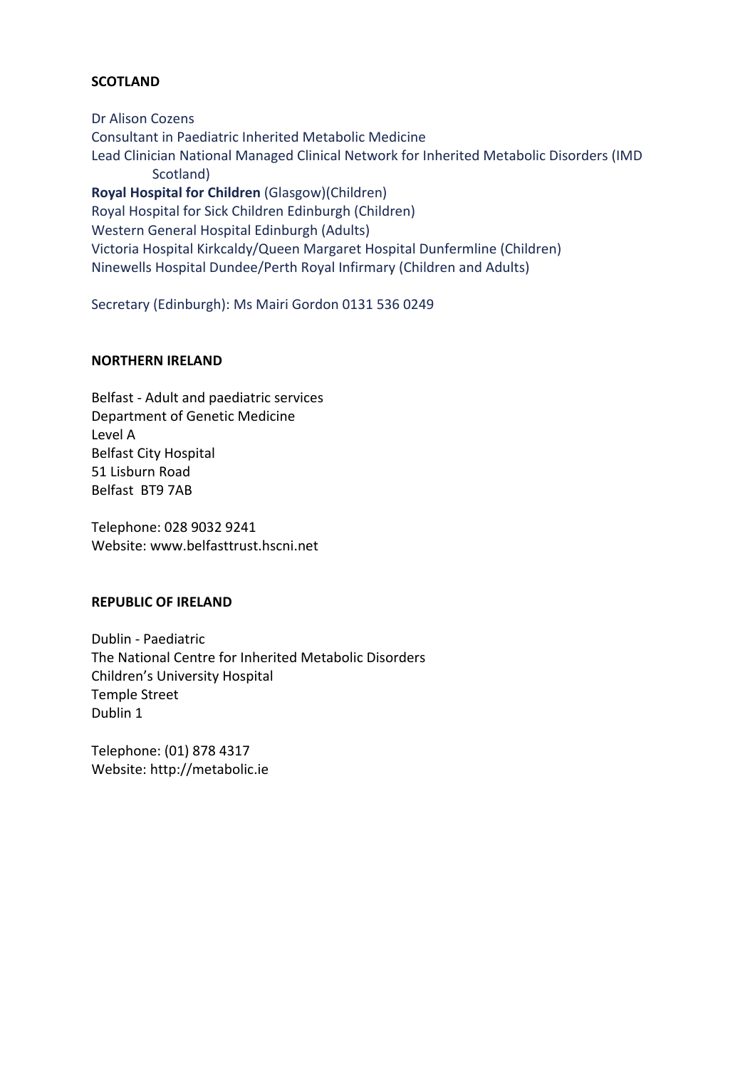**SCOTLAND**

Dr Alison Cozens
Consultant in Paediatric Inherited Metabolic Medicine
Lead Clinician National Managed Clinical Network for Inherited Metabolic Disorders (IMD Scotland)
**Royal Hospital for Children** (Glasgow)(Children)
Royal Hospital for Sick Children Edinburgh (Children)
Western General Hospital Edinburgh (Adults)
Victoria Hospital Kirkcaldy/Queen Margaret Hospital Dunfermline (Children)
Ninewells Hospital Dundee/Perth Royal Infirmary (Children and Adults)

Secretary (Edinburgh): Ms Mairi Gordon 0131 536 0249

**NORTHERN IRELAND**

Belfast - Adult and paediatric services
Department of Genetic Medicine
Level A
Belfast City Hospital
51 Lisburn Road
Belfast BT9 7AB

Telephone: 028 9032 9241
Website: www.belfasttrust.hscni.net

**REPUBLIC OF IRELAND**

Dublin - Paediatric
The National Centre for Inherited Metabolic Disorders
Children's University Hospital
Temple Street
Dublin 1

Telephone: (01) 878 4317
Website: http://metabolic.ie